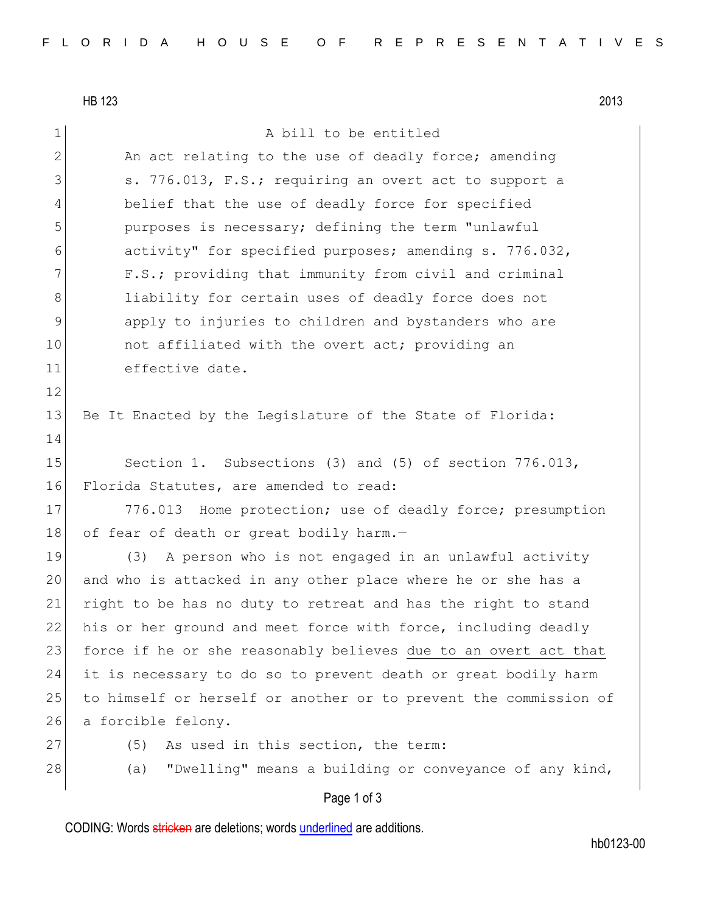HB 123 2013

A bill to be entitled

An act relating to the use of deadly force; amending s. 776.013, F.S.; requiring an overt act to support a belief that the use of deadly force for specified purposes is necessary; defining the term "unlawful activity" for specified purposes; amending s. 776.032, F.S.; providing that immunity from civil and criminal liability for certain uses of deadly force does not apply to injuries to children and bystanders who are not affiliated with the overt act; providing an effective date.

Be It Enacted by the Legislature of the State of Florida:

Section 1. Subsections (3) and (5) of section 776.013, Florida Statutes, are amended to read:

776.013 Home protection; use of deadly force; presumption of fear of death or great bodily harm.—

(3) A person who is not engaged in an unlawful activity and who is attacked in any other place where he or she has a right to be has no duty to retreat and has the right to stand his or her ground and meet force with force, including deadly force if he or she reasonably believes due to an overt act that it is necessary to do so to prevent death or great bodily harm to himself or herself or another or to prevent the commission of a forcible felony.

(5) As used in this section, the term:

(a) "Dwelling" means a building or conveyance of any kind,

CODING: Words stricken are deletions; words underlined are additions.

hb0123-00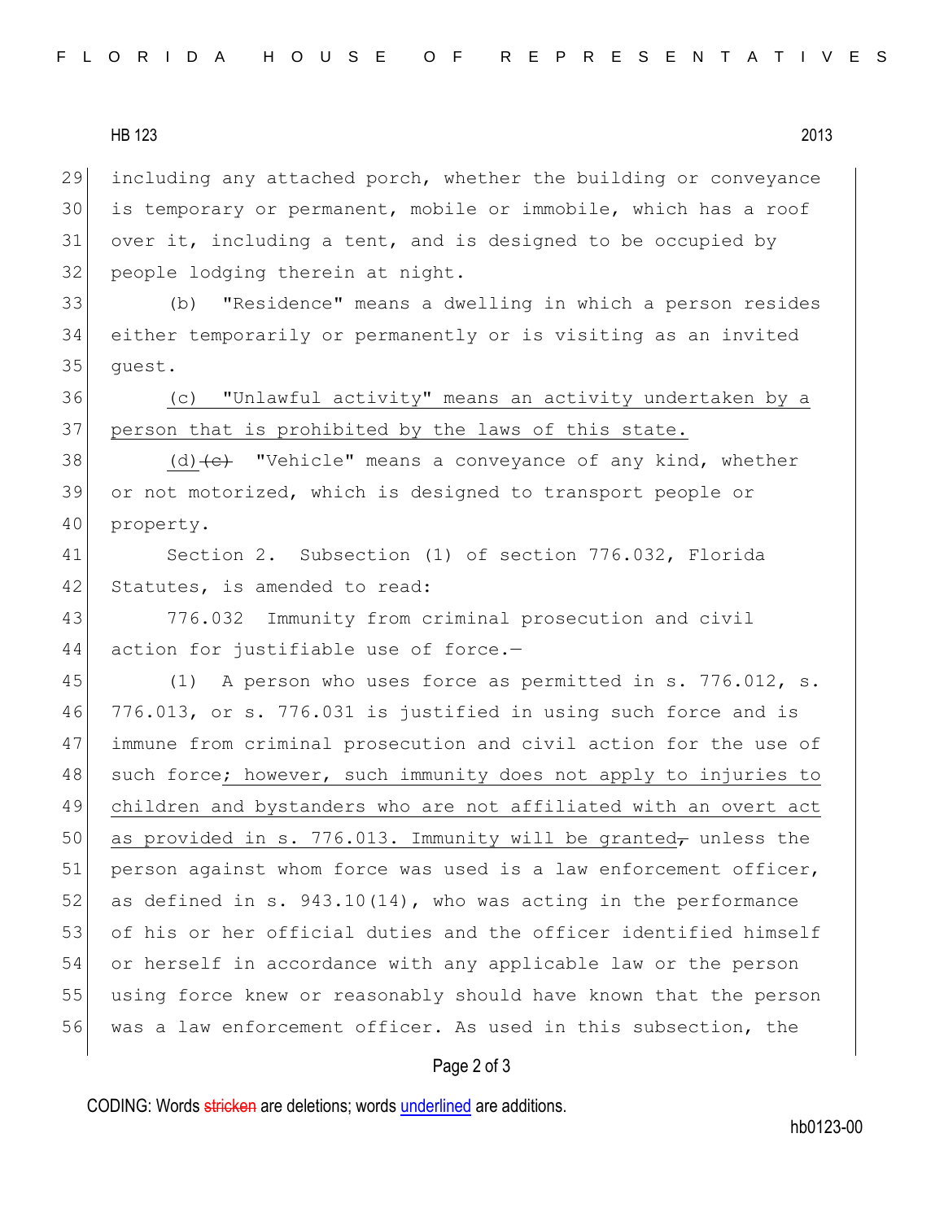including any attached porch, whether the building or conveyance is temporary or permanent, mobile or immobile, which has a roof over it, including a tent, and is designed to be occupied by people lodging therein at night.

(b) "Residence" means a dwelling in which a person resides either temporarily or permanently or is visiting as an invited guest.

<u>(c) "Unlawful activity" means an activity undertaken by a person that is prohibited by the laws of this state.</u>

<u>(d)</u>~~(c)~~ "Vehicle" means a conveyance of any kind, whether or not motorized, which is designed to transport people or property.

Section 2. Subsection (1) of section 776.032, Florida Statutes, is amended to read:

776.032 Immunity from criminal prosecution and civil action for justifiable use of force.—

(1) A person who uses force as permitted in s. 776.012, s. 776.013, or s. 776.031 is justified in using such force and is immune from criminal prosecution and civil action for the use of such force<u>; however, such immunity does not apply to injuries to children and bystanders who are not affiliated with an overt act as provided in s. 776.013. Immunity will be granted</u>~~,~~ unless the person against whom force was used is a law enforcement officer, as defined in s. 943.10(14), who was acting in the performance of his or her official duties and the officer identified himself or herself in accordance with any applicable law or the person using force knew or reasonably should have known that the person was a law enforcement officer. As used in this subsection, the

CODING: Words ~~stricken~~ are deletions; words <u>underlined</u> are additions.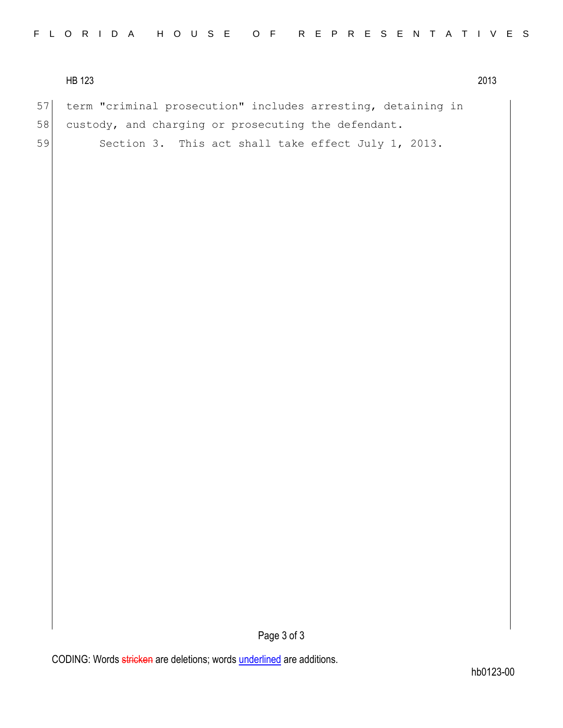term "criminal prosecution" includes arresting, detaining in custody, and charging or prosecuting the defendant.

Section 3. This act shall take effect July 1, 2013.